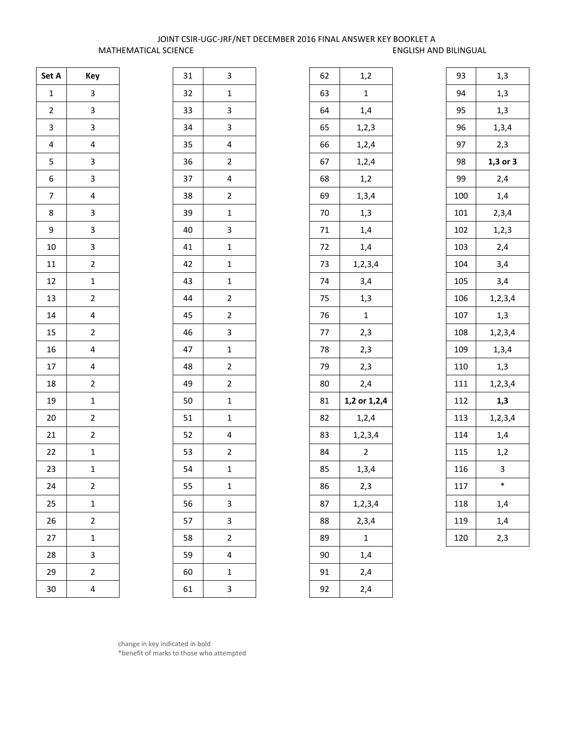JOINT CSIR-UGC-JRF/NET DECEMBER 2016 FINAL ANSWER KEY BOOKLET A

MATHEMATICAL SCIENCE — ENGLISH AND BILINGUAL

| Set A | Key |
|---|---|
| 1 | 3 |
| 2 | 3 |
| 3 | 3 |
| 4 | 4 |
| 5 | 3 |
| 6 | 3 |
| 7 | 4 |
| 8 | 3 |
| 9 | 3 |
| 10 | 3 |
| 11 | 2 |
| 12 | 1 |
| 13 | 2 |
| 14 | 4 |
| 15 | 2 |
| 16 | 4 |
| 17 | 4 |
| 18 | 2 |
| 19 | 1 |
| 20 | 2 |
| 21 | 2 |
| 22 | 1 |
| 23 | 1 |
| 24 | 2 |
| 25 | 1 |
| 26 | 2 |
| 27 | 1 |
| 28 | 3 |
| 29 | 2 |
| 30 | 4 |
| 31 | 3 |
| 32 | 1 |
| 33 | 3 |
| 34 | 3 |
| 35 | 4 |
| 36 | 2 |
| 37 | 4 |
| 38 | 2 |
| 39 | 1 |
| 40 | 3 |
| 41 | 1 |
| 42 | 1 |
| 43 | 1 |
| 44 | 2 |
| 45 | 2 |
| 46 | 3 |
| 47 | 1 |
| 48 | 2 |
| 49 | 2 |
| 50 | 1 |
| 51 | 1 |
| 52 | 4 |
| 53 | 2 |
| 54 | 1 |
| 55 | 1 |
| 56 | 3 |
| 57 | 3 |
| 58 | 2 |
| 59 | 4 |
| 60 | 1 |
| 61 | 3 |
| 62 | 1,2 |
| 63 | 1 |
| 64 | 1,4 |
| 65 | 1,2,3 |
| 66 | 1,2,4 |
| 67 | 1,2,4 |
| 68 | 1,2 |
| 69 | 1,3,4 |
| 70 | 1,3 |
| 71 | 1,4 |
| 72 | 1,4 |
| 73 | 1,2,3,4 |
| 74 | 3,4 |
| 75 | 1,3 |
| 76 | 1 |
| 77 | 2,3 |
| 78 | 2,3 |
| 79 | 2,3 |
| 80 | 2,4 |
| 81 | **1,2 or 1,2,4** |
| 82 | 1,2,4 |
| 83 | 1,2,3,4 |
| 84 | 2 |
| 85 | 1,3,4 |
| 86 | 2,3 |
| 87 | 1,2,3,4 |
| 88 | 2,3,4 |
| 89 | 1 |
| 90 | 1,4 |
| 91 | 2,4 |
| 92 | 2,4 |
| 93 | 1,3 |
| 94 | 1,3 |
| 95 | 1,3 |
| 96 | 1,3,4 |
| 97 | 2,3 |
| 98 | **1,3 or 3** |
| 99 | 2,4 |
| 100 | 1,4 |
| 101 | 2,3,4 |
| 102 | 1,2,3 |
| 103 | 2,4 |
| 104 | 3,4 |
| 105 | 3,4 |
| 106 | 1,2,3,4 |
| 107 | 1,3 |
| 108 | 1,2,3,4 |
| 109 | 1,3,4 |
| 110 | 1,3 |
| 111 | 1,2,3,4 |
| 112 | **1,3** |
| 113 | 1,2,3,4 |
| 114 | 1,4 |
| 115 | 1,2 |
| 116 | 3 |
| 117 | * |
| 118 | 1,4 |
| 119 | 1,4 |
| 120 | 2,3 |

change in key indicated in bold

*benefit of marks to those who attempted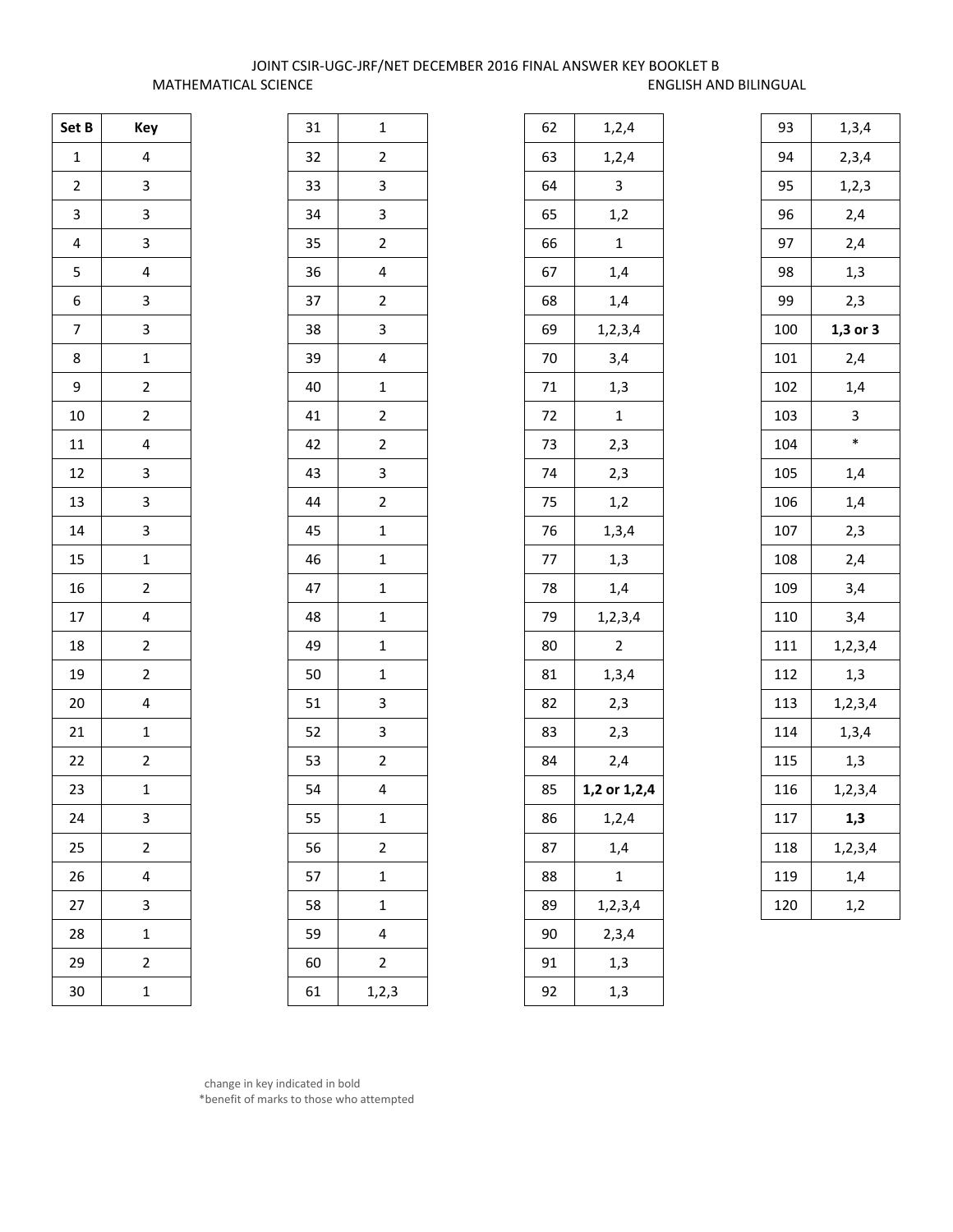JOINT CSIR-UGC-JRF/NET DECEMBER 2016 FINAL ANSWER KEY BOOKLET B

MATHEMATICAL SCIENCE ENGLISH AND BILINGUAL

| Set B | Key |
|---|---|
| 1 | 4 |
| 2 | 3 |
| 3 | 3 |
| 4 | 3 |
| 5 | 4 |
| 6 | 3 |
| 7 | 3 |
| 8 | 1 |
| 9 | 2 |
| 10 | 2 |
| 11 | 4 |
| 12 | 3 |
| 13 | 3 |
| 14 | 3 |
| 15 | 1 |
| 16 | 2 |
| 17 | 4 |
| 18 | 2 |
| 19 | 2 |
| 20 | 4 |
| 21 | 1 |
| 22 | 2 |
| 23 | 1 |
| 24 | 3 |
| 25 | 2 |
| 26 | 4 |
| 27 | 3 |
| 28 | 1 |
| 29 | 2 |
| 30 | 1 |
| 31 | 1 |
| 32 | 2 |
| 33 | 3 |
| 34 | 3 |
| 35 | 2 |
| 36 | 4 |
| 37 | 2 |
| 38 | 3 |
| 39 | 4 |
| 40 | 1 |
| 41 | 2 |
| 42 | 2 |
| 43 | 3 |
| 44 | 2 |
| 45 | 1 |
| 46 | 1 |
| 47 | 1 |
| 48 | 1 |
| 49 | 1 |
| 50 | 1 |
| 51 | 3 |
| 52 | 3 |
| 53 | 2 |
| 54 | 4 |
| 55 | 1 |
| 56 | 2 |
| 57 | 1 |
| 58 | 1 |
| 59 | 4 |
| 60 | 2 |
| 61 | 1,2,3 |
| 62 | 1,2,4 |
| 63 | 1,2,4 |
| 64 | 3 |
| 65 | 1,2 |
| 66 | 1 |
| 67 | 1,4 |
| 68 | 1,4 |
| 69 | 1,2,3,4 |
| 70 | 3,4 |
| 71 | 1,3 |
| 72 | 1 |
| 73 | 2,3 |
| 74 | 2,3 |
| 75 | 1,2 |
| 76 | 1,3,4 |
| 77 | 1,3 |
| 78 | 1,4 |
| 79 | 1,2,3,4 |
| 80 | 2 |
| 81 | 1,3,4 |
| 82 | 2,3 |
| 83 | 2,3 |
| 84 | 2,4 |
| 85 | **1,2 or 1,2,4** |
| 86 | 1,2,4 |
| 87 | 1,4 |
| 88 | 1 |
| 89 | 1,2,3,4 |
| 90 | 2,3,4 |
| 91 | 1,3 |
| 92 | 1,3 |
| 93 | 1,3,4 |
| 94 | 2,3,4 |
| 95 | 1,2,3 |
| 96 | 2,4 |
| 97 | 2,4 |
| 98 | 1,3 |
| 99 | 2,3 |
| 100 | **1,3 or 3** |
| 101 | 2,4 |
| 102 | 1,4 |
| 103 | 3 |
| 104 | * |
| 105 | 1,4 |
| 106 | 1,4 |
| 107 | 2,3 |
| 108 | 2,4 |
| 109 | 3,4 |
| 110 | 3,4 |
| 111 | 1,2,3,4 |
| 112 | 1,3 |
| 113 | 1,2,3,4 |
| 114 | 1,3,4 |
| 115 | 1,3 |
| 116 | 1,2,3,4 |
| 117 | **1,3** |
| 118 | 1,2,3,4 |
| 119 | 1,4 |
| 120 | 1,2 |

change in key indicated in bold

*benefit of marks to those who attempted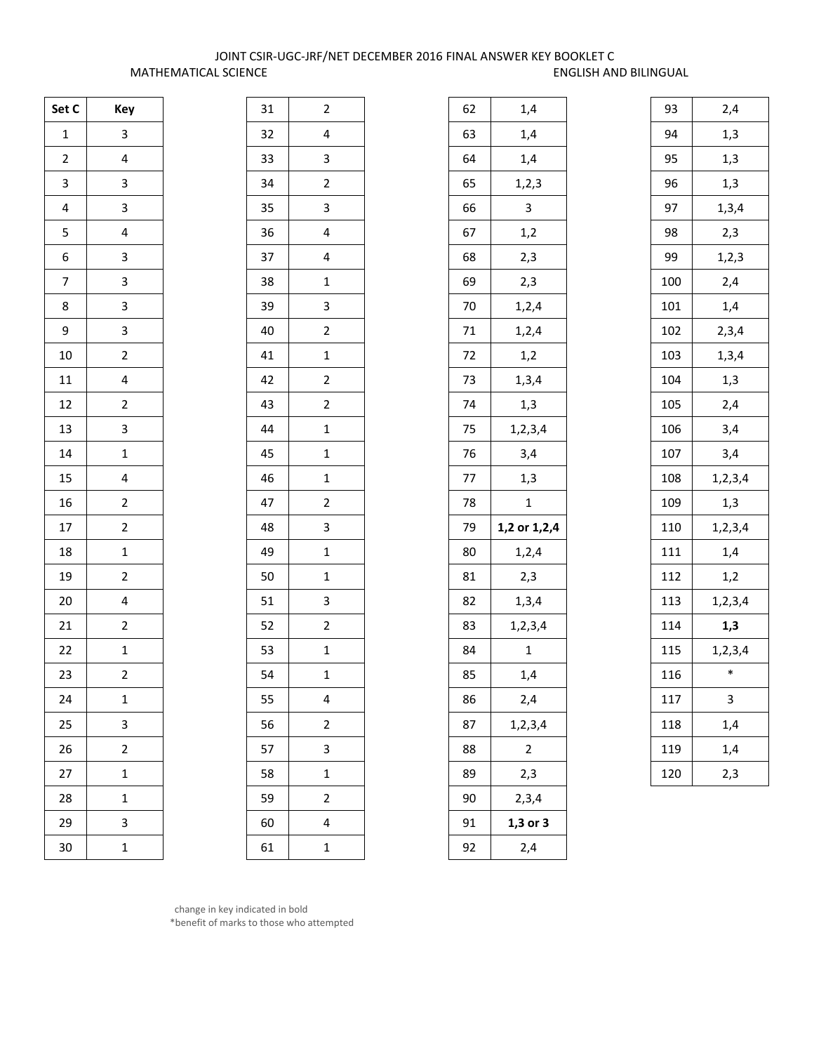JOINT CSIR-UGC-JRF/NET DECEMBER 2016 FINAL ANSWER KEY BOOKLET C

MATHEMATICAL SCIENCE ENGLISH AND BILINGUAL

| Set C | Key |
|---|---|
| 1 | 3 |
| 2 | 4 |
| 3 | 3 |
| 4 | 3 |
| 5 | 4 |
| 6 | 3 |
| 7 | 3 |
| 8 | 3 |
| 9 | 3 |
| 10 | 2 |
| 11 | 4 |
| 12 | 2 |
| 13 | 3 |
| 14 | 1 |
| 15 | 4 |
| 16 | 2 |
| 17 | 2 |
| 18 | 1 |
| 19 | 2 |
| 20 | 4 |
| 21 | 2 |
| 22 | 1 |
| 23 | 2 |
| 24 | 1 |
| 25 | 3 |
| 26 | 2 |
| 27 | 1 |
| 28 | 1 |
| 29 | 3 |
| 30 | 1 |
| 31 | 2 |
| 32 | 4 |
| 33 | 3 |
| 34 | 2 |
| 35 | 3 |
| 36 | 4 |
| 37 | 4 |
| 38 | 1 |
| 39 | 3 |
| 40 | 2 |
| 41 | 1 |
| 42 | 2 |
| 43 | 2 |
| 44 | 1 |
| 45 | 1 |
| 46 | 1 |
| 47 | 2 |
| 48 | 3 |
| 49 | 1 |
| 50 | 1 |
| 51 | 3 |
| 52 | 2 |
| 53 | 1 |
| 54 | 1 |
| 55 | 4 |
| 56 | 2 |
| 57 | 3 |
| 58 | 1 |
| 59 | 2 |
| 60 | 4 |
| 61 | 1 |
| 62 | 1,4 |
| 63 | 1,4 |
| 64 | 1,4 |
| 65 | 1,2,3 |
| 66 | 3 |
| 67 | 1,2 |
| 68 | 2,3 |
| 69 | 2,3 |
| 70 | 1,2,4 |
| 71 | 1,2,4 |
| 72 | 1,2 |
| 73 | 1,3,4 |
| 74 | 1,3 |
| 75 | 1,2,3,4 |
| 76 | 3,4 |
| 77 | 1,3 |
| 78 | 1 |
| 79 | **1,2 or 1,2,4** |
| 80 | 1,2,4 |
| 81 | 2,3 |
| 82 | 1,3,4 |
| 83 | 1,2,3,4 |
| 84 | 1 |
| 85 | 1,4 |
| 86 | 2,4 |
| 87 | 1,2,3,4 |
| 88 | 2 |
| 89 | 2,3 |
| 90 | 2,3,4 |
| 91 | **1,3 or 3** |
| 92 | 2,4 |
| 93 | 2,4 |
| 94 | 1,3 |
| 95 | 1,3 |
| 96 | 1,3 |
| 97 | 1,3,4 |
| 98 | 2,3 |
| 99 | 1,2,3 |
| 100 | 2,4 |
| 101 | 1,4 |
| 102 | 2,3,4 |
| 103 | 1,3,4 |
| 104 | 1,3 |
| 105 | 2,4 |
| 106 | 3,4 |
| 107 | 3,4 |
| 108 | 1,2,3,4 |
| 109 | 1,3 |
| 110 | 1,2,3,4 |
| 111 | 1,4 |
| 112 | 1,2 |
| 113 | 1,2,3,4 |
| 114 | **1,3** |
| 115 | 1,2,3,4 |
| 116 | * |
| 117 | 3 |
| 118 | 1,4 |
| 119 | 1,4 |
| 120 | 2,3 |

change in key indicated in bold

*benefit of marks to those who attempted